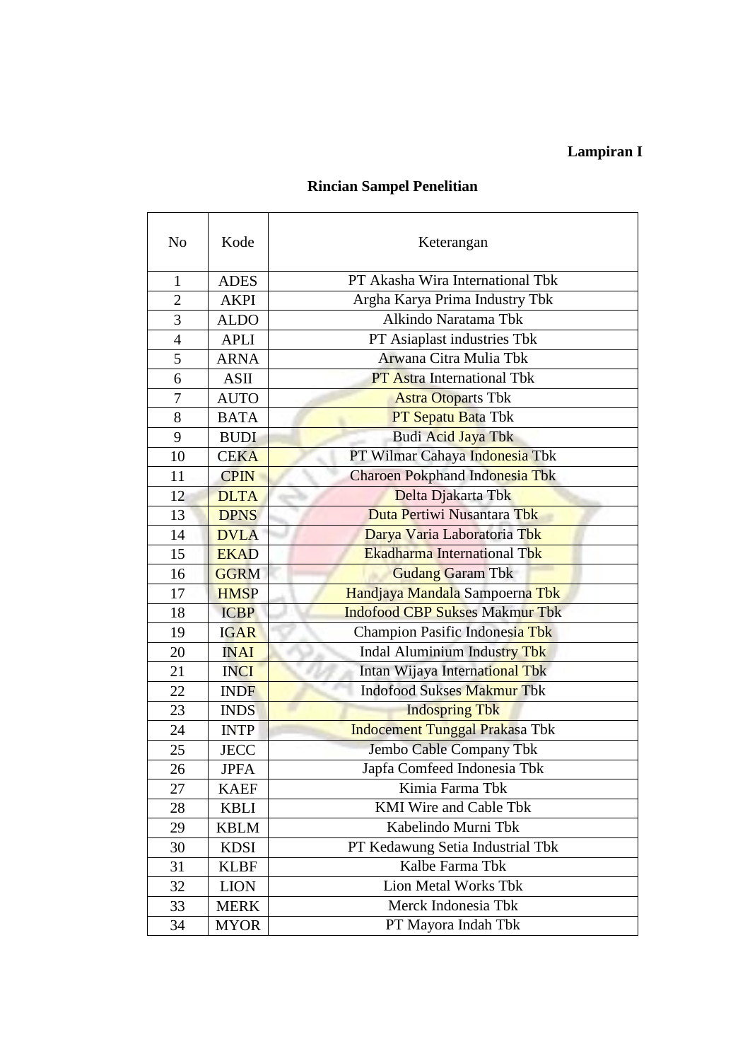**Lampiran I**

**Rincian Sampel Penelitian**

| No | Kode | Keterangan |
|---|---|---|
| 1 | ADES | PT Akasha Wira International Tbk |
| 2 | AKPI | Argha Karya Prima Industry Tbk |
| 3 | ALDO | Alkindo Naratama Tbk |
| 4 | APLI | PT Asiaplast industries Tbk |
| 5 | ARNA | Arwana Citra Mulia Tbk |
| 6 | ASII | PT Astra International Tbk |
| 7 | AUTO | Astra Otoparts Tbk |
| 8 | BATA | PT Sepatu Bata Tbk |
| 9 | BUDI | Budi Acid Jaya Tbk |
| 10 | CEKA | PT Wilmar Cahaya Indonesia Tbk |
| 11 | CPIN | Charoen Pokphand Indonesia Tbk |
| 12 | DLTA | Delta Djakarta Tbk |
| 13 | DPNS | Duta Pertiwi Nusantara Tbk |
| 14 | DVLA | Darya Varia Laboratoria Tbk |
| 15 | EKAD | Ekadharma International Tbk |
| 16 | GGRM | Gudang Garam Tbk |
| 17 | HMSP | Handjaya Mandala Sampoerna Tbk |
| 18 | ICBP | Indofood CBP Sukses Makmur Tbk |
| 19 | IGAR | Champion Pasific Indonesia Tbk |
| 20 | INAI | Indal Aluminium Industry Tbk |
| 21 | INCI | Intan Wijaya International Tbk |
| 22 | INDF | Indofood Sukses Makmur Tbk |
| 23 | INDS | Indospring Tbk |
| 24 | INTP | Indocement Tunggal Prakasa Tbk |
| 25 | JECC | Jembo Cable Company Tbk |
| 26 | JPFA | Japfa Comfeed Indonesia Tbk |
| 27 | KAEF | Kimia Farma Tbk |
| 28 | KBLI | KMI Wire and Cable Tbk |
| 29 | KBLM | Kabelindo Murni Tbk |
| 30 | KDSI | PT Kedawung Setia Industrial Tbk |
| 31 | KLBF | Kalbe Farma Tbk |
| 32 | LION | Lion Metal Works Tbk |
| 33 | MERK | Merck Indonesia Tbk |
| 34 | MYOR | PT Mayora Indah Tbk |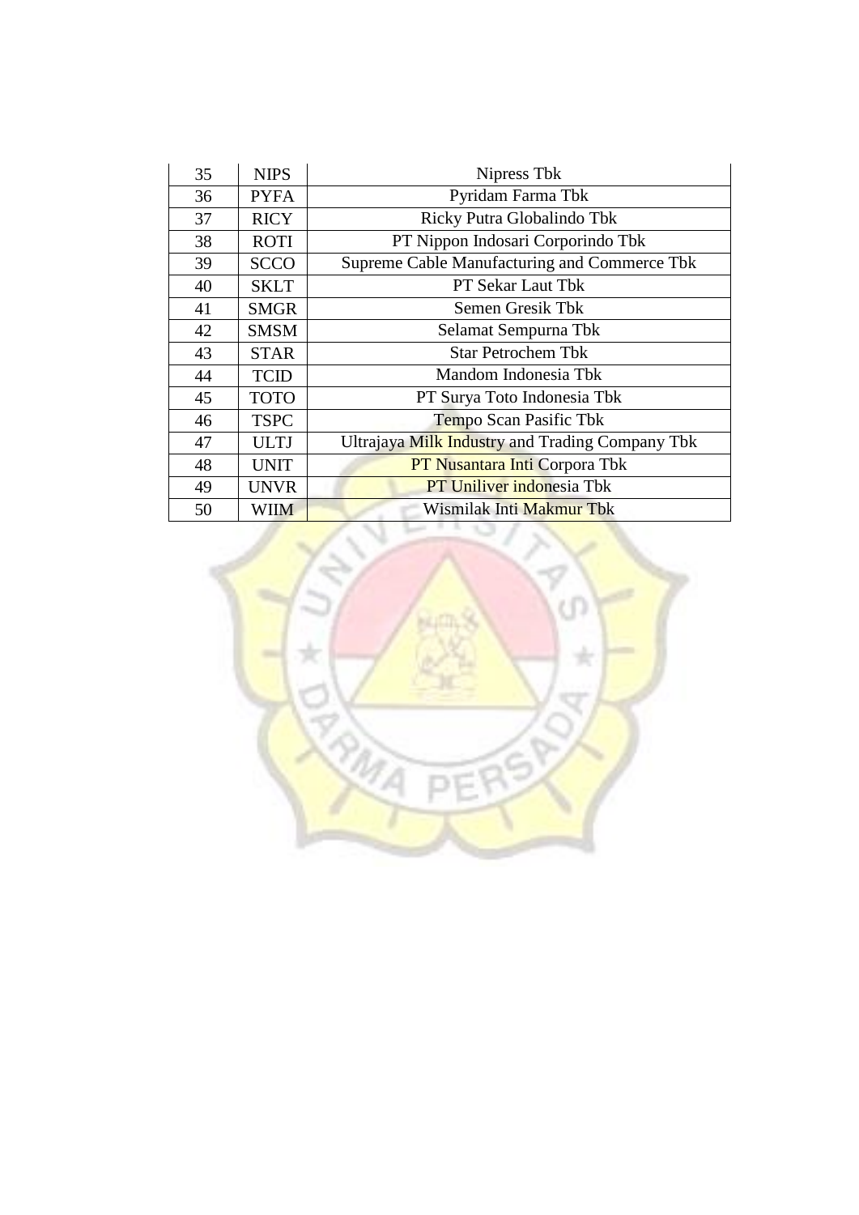| 35 | NIPS | Nipress Tbk |
|---|---|---|
| 36 | PYFA | Pyridam Farma Tbk |
| 37 | RICY | Ricky Putra Globalindo Tbk |
| 38 | ROTI | PT Nippon Indosari Corporindo Tbk |
| 39 | SCCO | Supreme Cable Manufacturing and Commerce Tbk |
| 40 | SKLT | PT Sekar Laut Tbk |
| 41 | SMGR | Semen Gresik Tbk |
| 42 | SMSM | Selamat Sempurna Tbk |
| 43 | STAR | Star Petrochem Tbk |
| 44 | TCID | Mandom Indonesia Tbk |
| 45 | TOTO | PT Surya Toto Indonesia Tbk |
| 46 | TSPC | Tempo Scan Pasific Tbk |
| 47 | ULTJ | Ultrajaya Milk Industry and Trading Company Tbk |
| 48 | UNIT | PT Nusantara Inti Corpora Tbk |
| 49 | UNVR | PT Uniliver indonesia Tbk |
| 50 | WIIM | Wismilak Inti Makmur Tbk |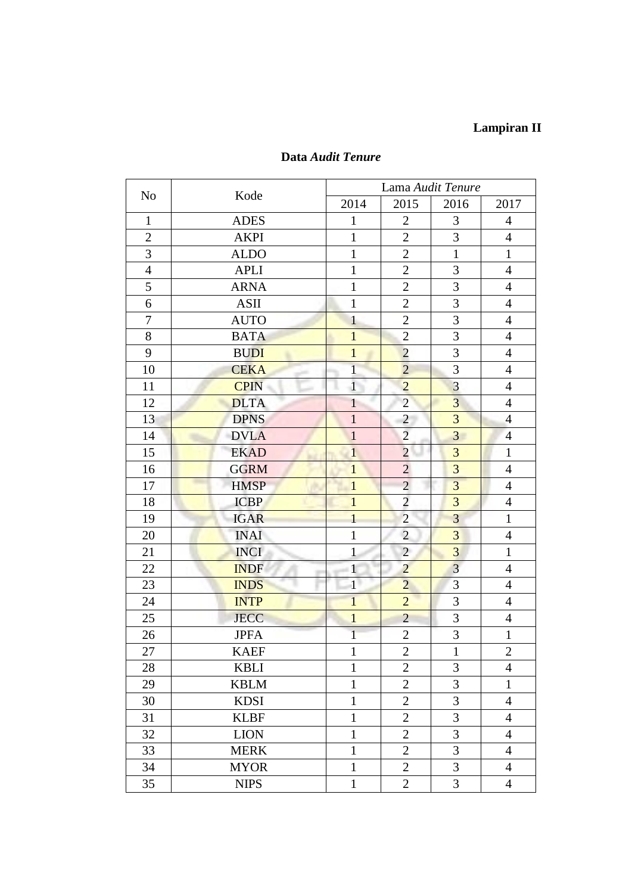**Lampiran II**

**Data *Audit Tenure***

| No | Kode | Lama *Audit Tenure* | | | |
|---|---|---|---|---|---|
| | | 2014 | 2015 | 2016 | 2017 |
| 1 | ADES | 1 | 2 | 3 | 4 |
| 2 | AKPI | 1 | 2 | 3 | 4 |
| 3 | ALDO | 1 | 2 | 1 | 1 |
| 4 | APLI | 1 | 2 | 3 | 4 |
| 5 | ARNA | 1 | 2 | 3 | 4 |
| 6 | ASII | 1 | 2 | 3 | 4 |
| 7 | AUTO | 1 | 2 | 3 | 4 |
| 8 | BATA | 1 | 2 | 3 | 4 |
| 9 | BUDI | 1 | 2 | 3 | 4 |
| 10 | CEKA | 1 | 2 | 3 | 4 |
| 11 | CPIN | 1 | 2 | 3 | 4 |
| 12 | DLTA | 1 | 2 | 3 | 4 |
| 13 | DPNS | 1 | 2 | 3 | 4 |
| 14 | DVLA | 1 | 2 | 3 | 4 |
| 15 | EKAD | 1 | 2 | 3 | 1 |
| 16 | GGRM | 1 | 2 | 3 | 4 |
| 17 | HMSP | 1 | 2 | 3 | 4 |
| 18 | ICBP | 1 | 2 | 3 | 4 |
| 19 | IGAR | 1 | 2 | 3 | 1 |
| 20 | INAI | 1 | 2 | 3 | 4 |
| 21 | INCI | 1 | 2 | 3 | 1 |
| 22 | INDF | 1 | 2 | 3 | 4 |
| 23 | INDS | 1 | 2 | 3 | 4 |
| 24 | INTP | 1 | 2 | 3 | 4 |
| 25 | JECC | 1 | 2 | 3 | 4 |
| 26 | JPFA | 1 | 2 | 3 | 1 |
| 27 | KAEF | 1 | 2 | 1 | 2 |
| 28 | KBLI | 1 | 2 | 3 | 4 |
| 29 | KBLM | 1 | 2 | 3 | 1 |
| 30 | KDSI | 1 | 2 | 3 | 4 |
| 31 | KLBF | 1 | 2 | 3 | 4 |
| 32 | LION | 1 | 2 | 3 | 4 |
| 33 | MERK | 1 | 2 | 3 | 4 |
| 34 | MYOR | 1 | 2 | 3 | 4 |
| 35 | NIPS | 1 | 2 | 3 | 4 |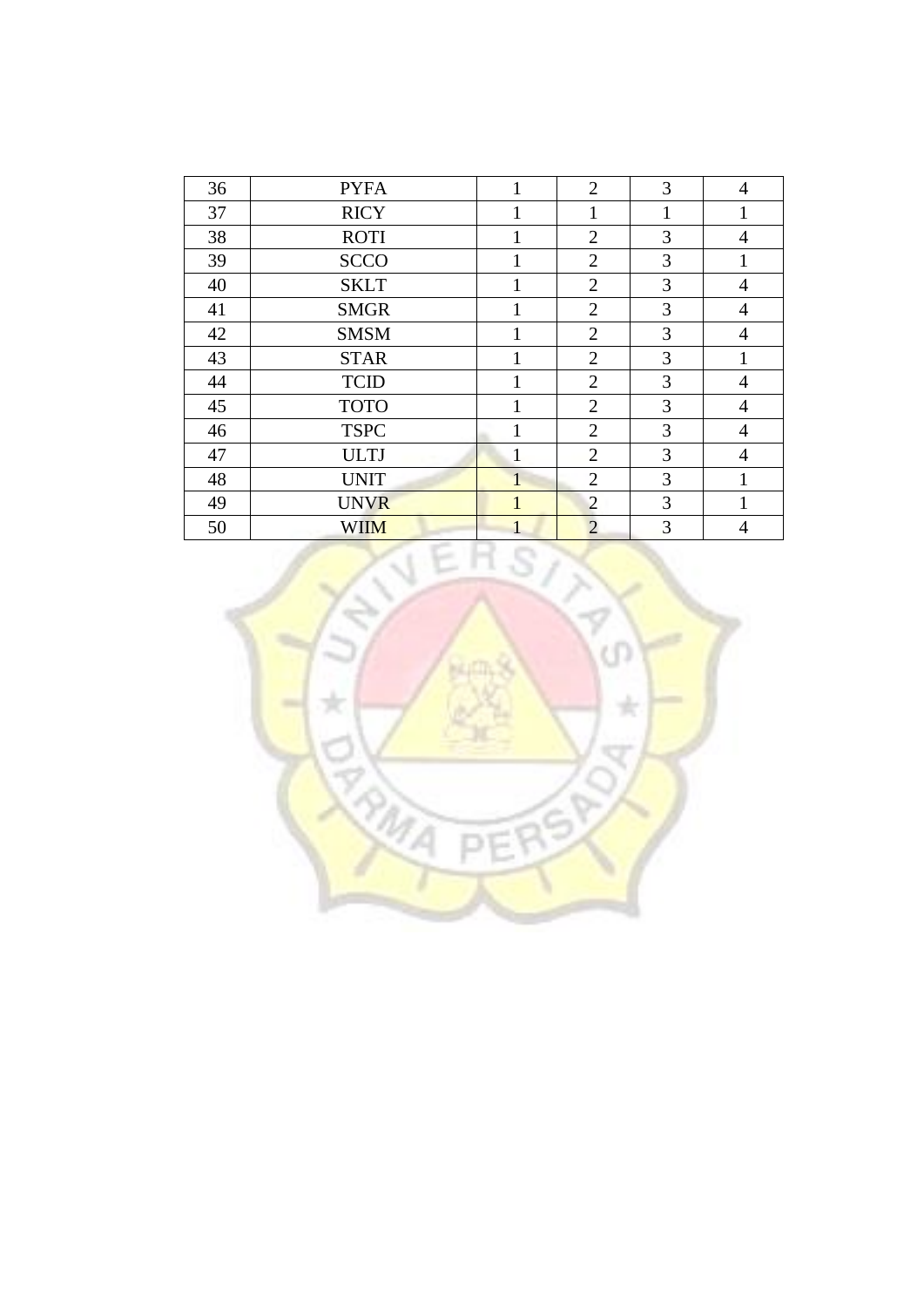| 36 | PYFA | 1 | 2 | 3 | 4 |
|---|---|---|---|---|---|
| 37 | RICY | 1 | 1 | 1 | 1 |
| 38 | ROTI | 1 | 2 | 3 | 4 |
| 39 | SCCO | 1 | 2 | 3 | 1 |
| 40 | SKLT | 1 | 2 | 3 | 4 |
| 41 | SMGR | 1 | 2 | 3 | 4 |
| 42 | SMSM | 1 | 2 | 3 | 4 |
| 43 | STAR | 1 | 2 | 3 | 1 |
| 44 | TCID | 1 | 2 | 3 | 4 |
| 45 | TOTO | 1 | 2 | 3 | 4 |
| 46 | TSPC | 1 | 2 | 3 | 4 |
| 47 | ULTJ | 1 | 2 | 3 | 4 |
| 48 | UNIT | 1 | 2 | 3 | 1 |
| 49 | UNVR | 1 | 2 | 3 | 1 |
| 50 | WIIM | 1 | 2 | 3 | 4 |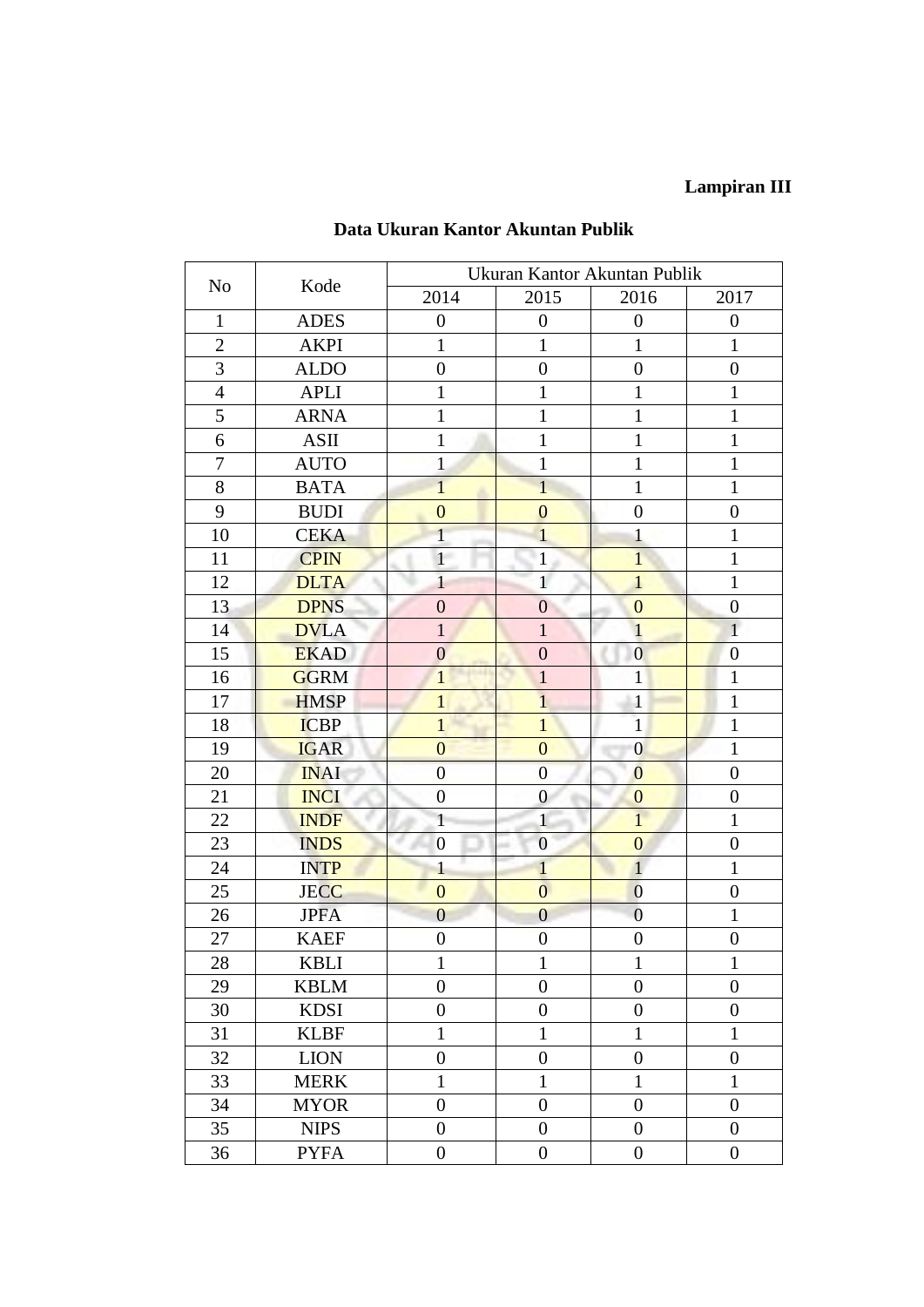**Lampiran III**

**Data Ukuran Kantor Akuntan Publik**

| No | Kode | Ukuran Kantor Akuntan Publik | | | |
|---|---|---|---|---|---|
| | | 2014 | 2015 | 2016 | 2017 |
| 1 | ADES | 0 | 0 | 0 | 0 |
| 2 | AKPI | 1 | 1 | 1 | 1 |
| 3 | ALDO | 0 | 0 | 0 | 0 |
| 4 | APLI | 1 | 1 | 1 | 1 |
| 5 | ARNA | 1 | 1 | 1 | 1 |
| 6 | ASII | 1 | 1 | 1 | 1 |
| 7 | AUTO | 1 | 1 | 1 | 1 |
| 8 | BATA | 1 | 1 | 1 | 1 |
| 9 | BUDI | 0 | 0 | 0 | 0 |
| 10 | CEKA | 1 | 1 | 1 | 1 |
| 11 | CPIN | 1 | 1 | 1 | 1 |
| 12 | DLTA | 1 | 1 | 1 | 1 |
| 13 | DPNS | 0 | 0 | 0 | 0 |
| 14 | DVLA | 1 | 1 | 1 | 1 |
| 15 | EKAD | 0 | 0 | 0 | 0 |
| 16 | GGRM | 1 | 1 | 1 | 1 |
| 17 | HMSP | 1 | 1 | 1 | 1 |
| 18 | ICBP | 1 | 1 | 1 | 1 |
| 19 | IGAR | 0 | 0 | 0 | 1 |
| 20 | INAI | 0 | 0 | 0 | 0 |
| 21 | INCI | 0 | 0 | 0 | 0 |
| 22 | INDF | 1 | 1 | 1 | 1 |
| 23 | INDS | 0 | 0 | 0 | 0 |
| 24 | INTP | 1 | 1 | 1 | 1 |
| 25 | JECC | 0 | 0 | 0 | 0 |
| 26 | JPFA | 0 | 0 | 0 | 1 |
| 27 | KAEF | 0 | 0 | 0 | 0 |
| 28 | KBLI | 1 | 1 | 1 | 1 |
| 29 | KBLM | 0 | 0 | 0 | 0 |
| 30 | KDSI | 0 | 0 | 0 | 0 |
| 31 | KLBF | 1 | 1 | 1 | 1 |
| 32 | LION | 0 | 0 | 0 | 0 |
| 33 | MERK | 1 | 1 | 1 | 1 |
| 34 | MYOR | 0 | 0 | 0 | 0 |
| 35 | NIPS | 0 | 0 | 0 | 0 |
| 36 | PYFA | 0 | 0 | 0 | 0 |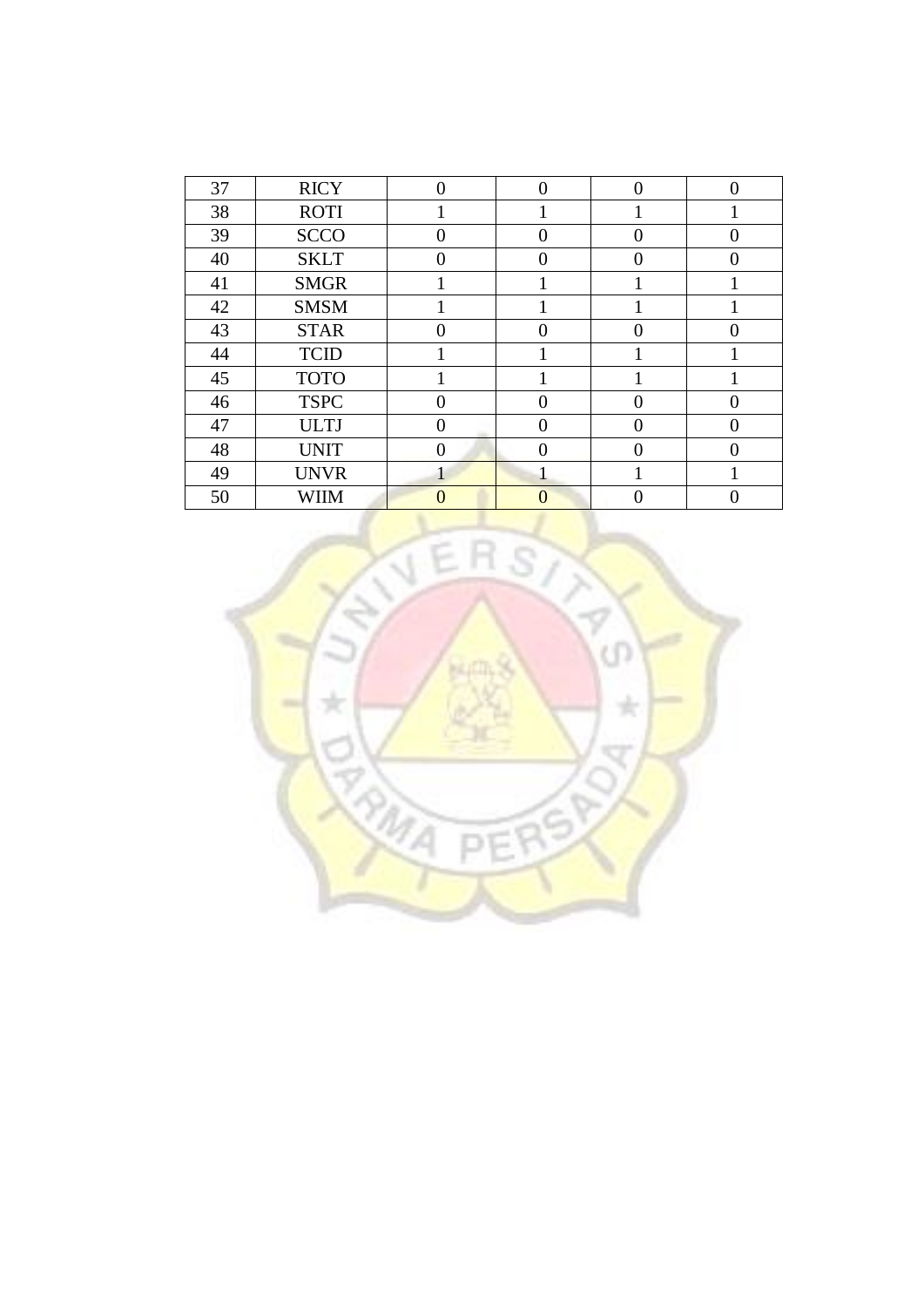| 37 | RICY | 0 | 0 | 0 | 0 |
|---|---|---|---|---|---|
| 38 | ROTI | 1 | 1 | 1 | 1 |
| 39 | SCCO | 0 | 0 | 0 | 0 |
| 40 | SKLT | 0 | 0 | 0 | 0 |
| 41 | SMGR | 1 | 1 | 1 | 1 |
| 42 | SMSM | 1 | 1 | 1 | 1 |
| 43 | STAR | 0 | 0 | 0 | 0 |
| 44 | TCID | 1 | 1 | 1 | 1 |
| 45 | TOTO | 1 | 1 | 1 | 1 |
| 46 | TSPC | 0 | 0 | 0 | 0 |
| 47 | ULTJ | 0 | 0 | 0 | 0 |
| 48 | UNIT | 0 | 0 | 0 | 0 |
| 49 | UNVR | 1 | 1 | 1 | 1 |
| 50 | WIIM | 0 | 0 | 0 | 0 |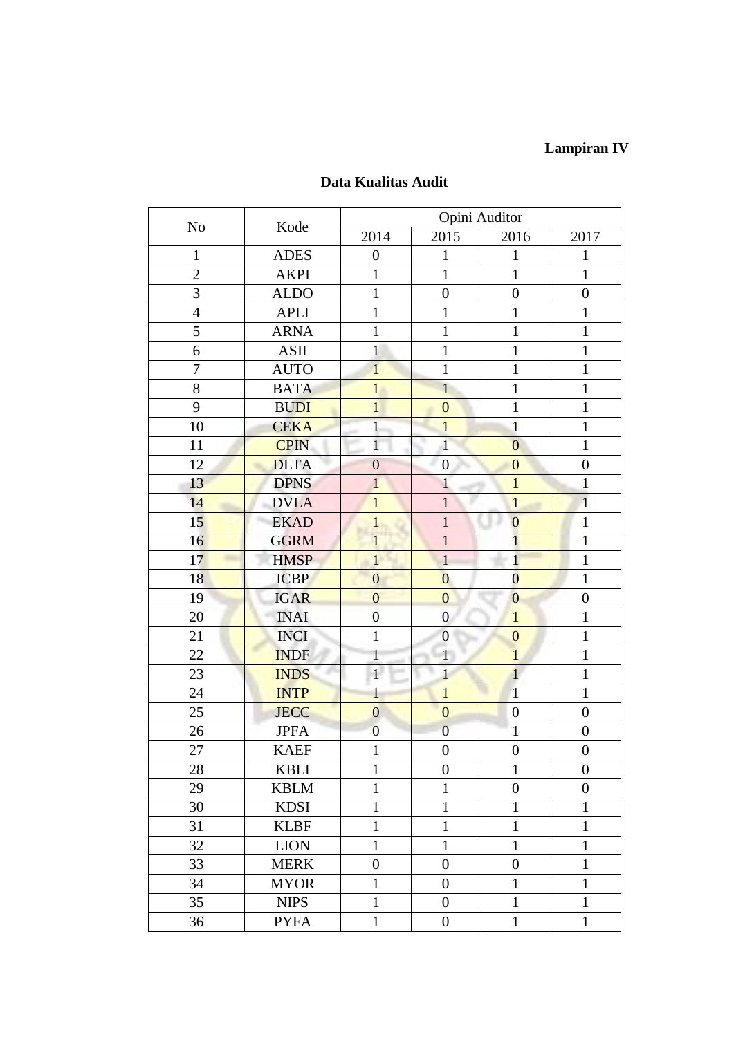**Lampiran IV**

**Data Kualitas Audit**

| No | Kode | Opini Auditor | | | |
|---|---|---|---|---|---|
| | | 2014 | 2015 | 2016 | 2017 |
| 1 | ADES | 0 | 1 | 1 | 1 |
| 2 | AKPI | 1 | 1 | 1 | 1 |
| 3 | ALDO | 1 | 0 | 0 | 0 |
| 4 | APLI | 1 | 1 | 1 | 1 |
| 5 | ARNA | 1 | 1 | 1 | 1 |
| 6 | ASII | 1 | 1 | 1 | 1 |
| 7 | AUTO | 1 | 1 | 1 | 1 |
| 8 | BATA | 1 | 1 | 1 | 1 |
| 9 | BUDI | 1 | 0 | 1 | 1 |
| 10 | CEKA | 1 | 1 | 1 | 1 |
| 11 | CPIN | 1 | 1 | 0 | 1 |
| 12 | DLTA | 0 | 0 | 0 | 0 |
| 13 | DPNS | 1 | 1 | 1 | 1 |
| 14 | DVLA | 1 | 1 | 1 | 1 |
| 15 | EKAD | 1 | 1 | 0 | 1 |
| 16 | GGRM | 1 | 1 | 1 | 1 |
| 17 | HMSP | 1 | 1 | 1 | 1 |
| 18 | ICBP | 0 | 0 | 0 | 1 |
| 19 | IGAR | 0 | 0 | 0 | 0 |
| 20 | INAI | 0 | 0 | 1 | 1 |
| 21 | INCI | 1 | 0 | 0 | 1 |
| 22 | INDF | 1 | 1 | 1 | 1 |
| 23 | INDS | 1 | 1 | 1 | 1 |
| 24 | INTP | 1 | 1 | 1 | 1 |
| 25 | JECC | 0 | 0 | 0 | 0 |
| 26 | JPFA | 0 | 0 | 1 | 0 |
| 27 | KAEF | 1 | 0 | 0 | 0 |
| 28 | KBLI | 1 | 0 | 1 | 0 |
| 29 | KBLM | 1 | 1 | 0 | 0 |
| 30 | KDSI | 1 | 1 | 1 | 1 |
| 31 | KLBF | 1 | 1 | 1 | 1 |
| 32 | LION | 1 | 1 | 1 | 1 |
| 33 | MERK | 0 | 0 | 0 | 1 |
| 34 | MYOR | 1 | 0 | 1 | 1 |
| 35 | NIPS | 1 | 0 | 1 | 1 |
| 36 | PYFA | 1 | 0 | 1 | 1 |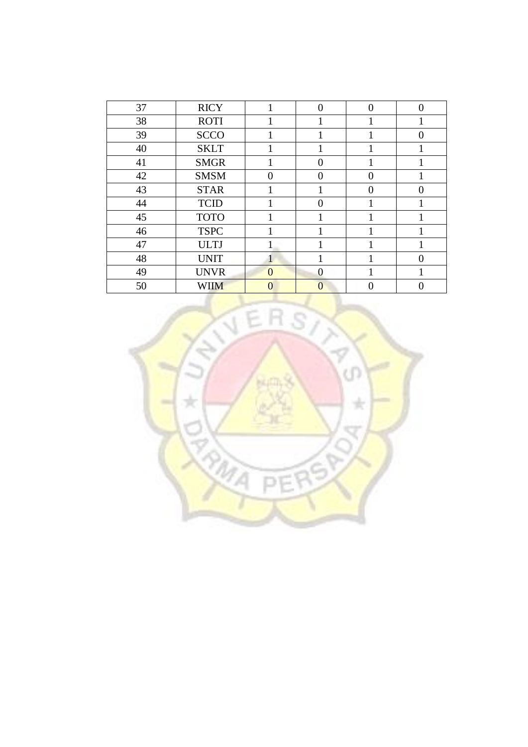| | | | | | |
|---|---|---|---|---|---|
| 37 | RICY | 1 | 0 | 0 | 0 |
| 38 | ROTI | 1 | 1 | 1 | 1 |
| 39 | SCCO | 1 | 1 | 1 | 0 |
| 40 | SKLT | 1 | 1 | 1 | 1 |
| 41 | SMGR | 1 | 0 | 1 | 1 |
| 42 | SMSM | 0 | 0 | 0 | 1 |
| 43 | STAR | 1 | 1 | 0 | 0 |
| 44 | TCID | 1 | 0 | 1 | 1 |
| 45 | TOTO | 1 | 1 | 1 | 1 |
| 46 | TSPC | 1 | 1 | 1 | 1 |
| 47 | ULTJ | 1 | 1 | 1 | 1 |
| 48 | UNIT | 1 | 1 | 1 | 0 |
| 49 | UNVR | 0 | 0 | 1 | 1 |
| 50 | WIIM | 0 | 0 | 0 | 0 |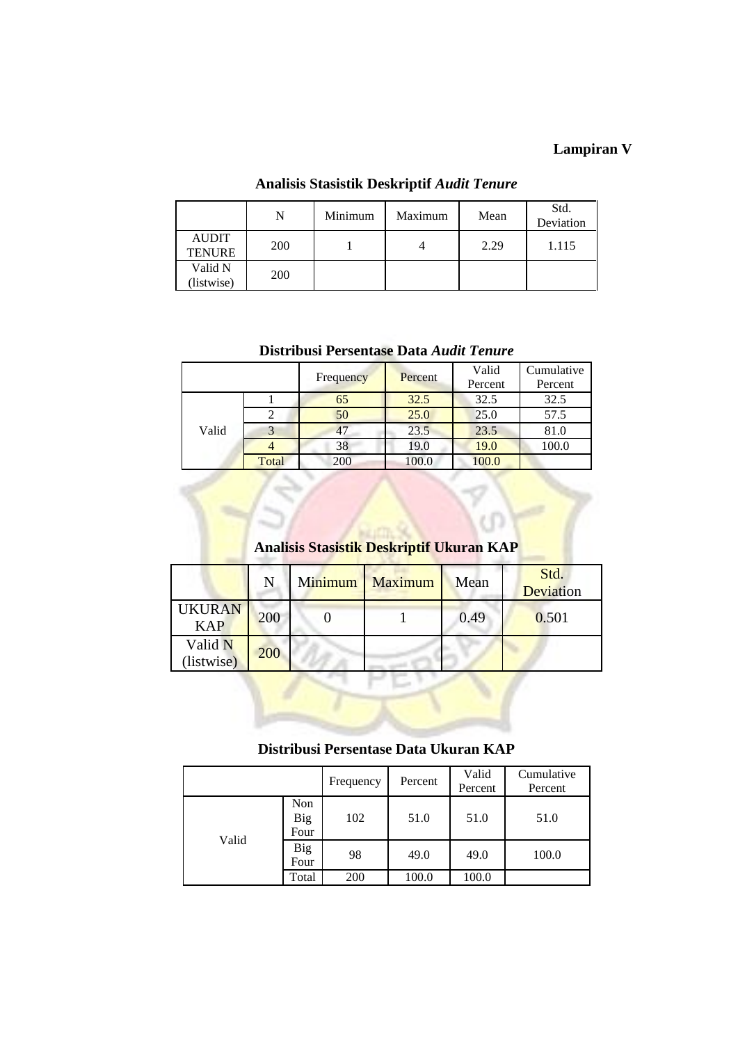**Lampiran V**

**Analisis Stasistik Deskriptif *Audit Tenure***

| | N | Minimum | Maximum | Mean | Std. Deviation |
|---|---|---|---|---|---|
| AUDIT TENURE | 200 | 1 | 4 | 2.29 | 1.115 |
| Valid N (listwise) | 200 | | | | |

**Distribusi Persentase Data *Audit Tenure***

| | | Frequency | Percent | Valid Percent | Cumulative Percent |
|---|---|---|---|---|---|
| Valid | 1 | 65 | 32.5 | 32.5 | 32.5 |
| | 2 | 50 | 25.0 | 25.0 | 57.5 |
| | 3 | 47 | 23.5 | 23.5 | 81.0 |
| | 4 | 38 | 19.0 | 19.0 | 100.0 |
| | Total | 200 | 100.0 | 100.0 | |

**Analisis Stasistik Deskriptif Ukuran KAP**

| | N | Minimum | Maximum | Mean | Std. Deviation |
|---|---|---|---|---|---|
| UKURAN KAP | 200 | 0 | 1 | 0.49 | 0.501 |
| Valid N (listwise) | 200 | | | | |

**Distribusi Persentase Data Ukuran KAP**

| | | Frequency | Percent | Valid Percent | Cumulative Percent |
|---|---|---|---|---|---|
| Valid | Non Big Four | 102 | 51.0 | 51.0 | 51.0 |
| | Big Four | 98 | 49.0 | 49.0 | 100.0 |
| | Total | 200 | 100.0 | 100.0 | |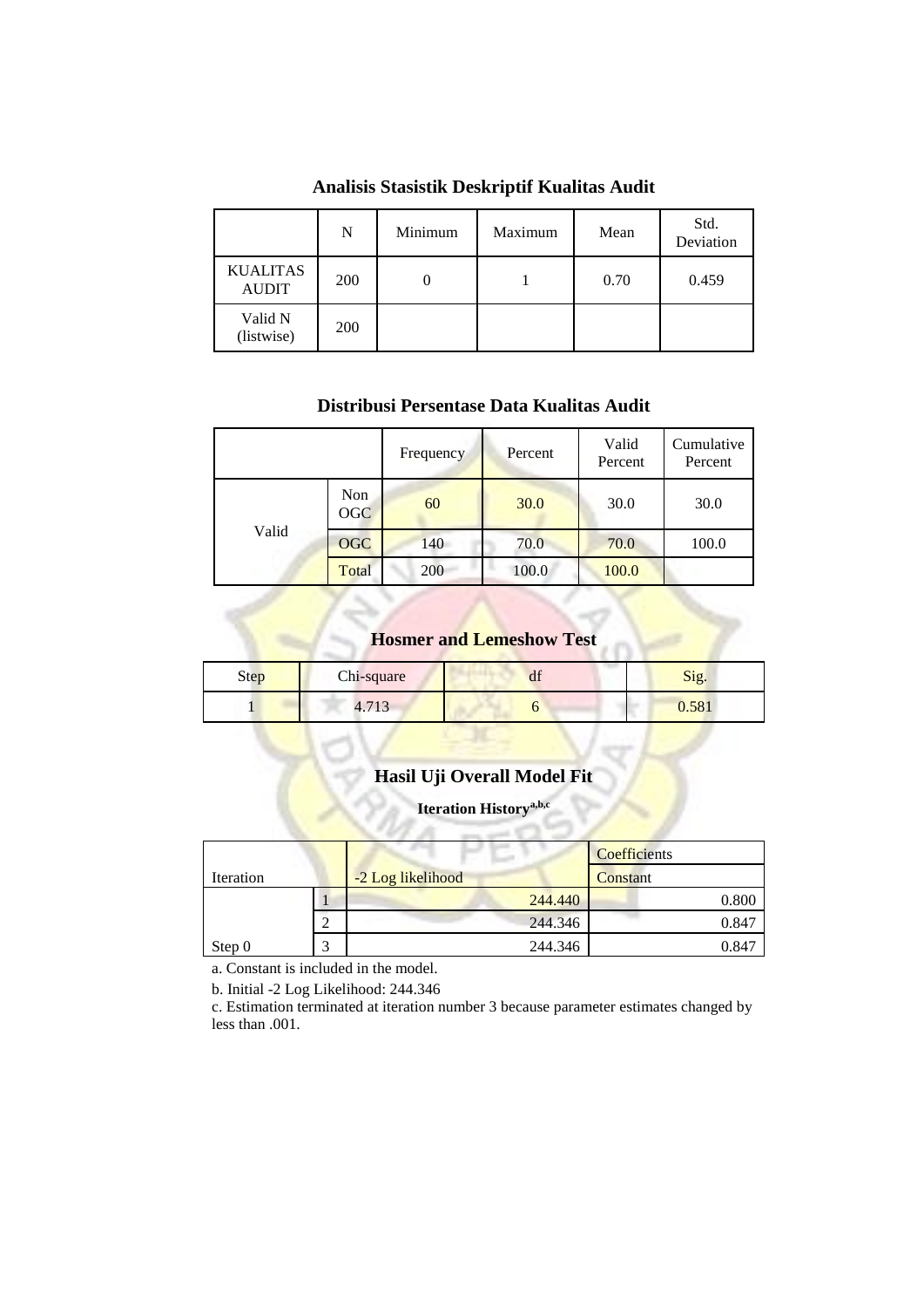**Analisis Stasistik Deskriptif Kualitas Audit**

| | N | Minimum | Maximum | Mean | Std. Deviation |
|---|---|---|---|---|---|
| KUALITAS AUDIT | 200 | 0 | 1 | 0.70 | 0.459 |
| Valid N (listwise) | 200 | | | | |

**Distribusi Persentase Data Kualitas Audit**

| | | Frequency | Percent | Valid Percent | Cumulative Percent |
|---|---|---|---|---|---|
| Valid | Non OGC | 60 | 30.0 | 30.0 | 30.0 |
| | OGC | 140 | 70.0 | 70.0 | 100.0 |
| | Total | 200 | 100.0 | 100.0 | |

**Hosmer and Lemeshow Test**

| Step | Chi-square | df | Sig. |
|---|---|---|---|
| 1 | 4.713 | 6 | 0.581 |

**Hasil Uji Overall Model Fit**

**Iteration History[a,b,c]**

| Iteration | | -2 Log likelihood | Coefficients |
|---|---|---|---|
| | | | Constant |
| Step 0 | 1 | 244.440 | 0.800 |
| | 2 | 244.346 | 0.847 |
| | 3 | 244.346 | 0.847 |

a. Constant is included in the model.

b. Initial -2 Log Likelihood: 244.346

c. Estimation terminated at iteration number 3 because parameter estimates changed by less than .001.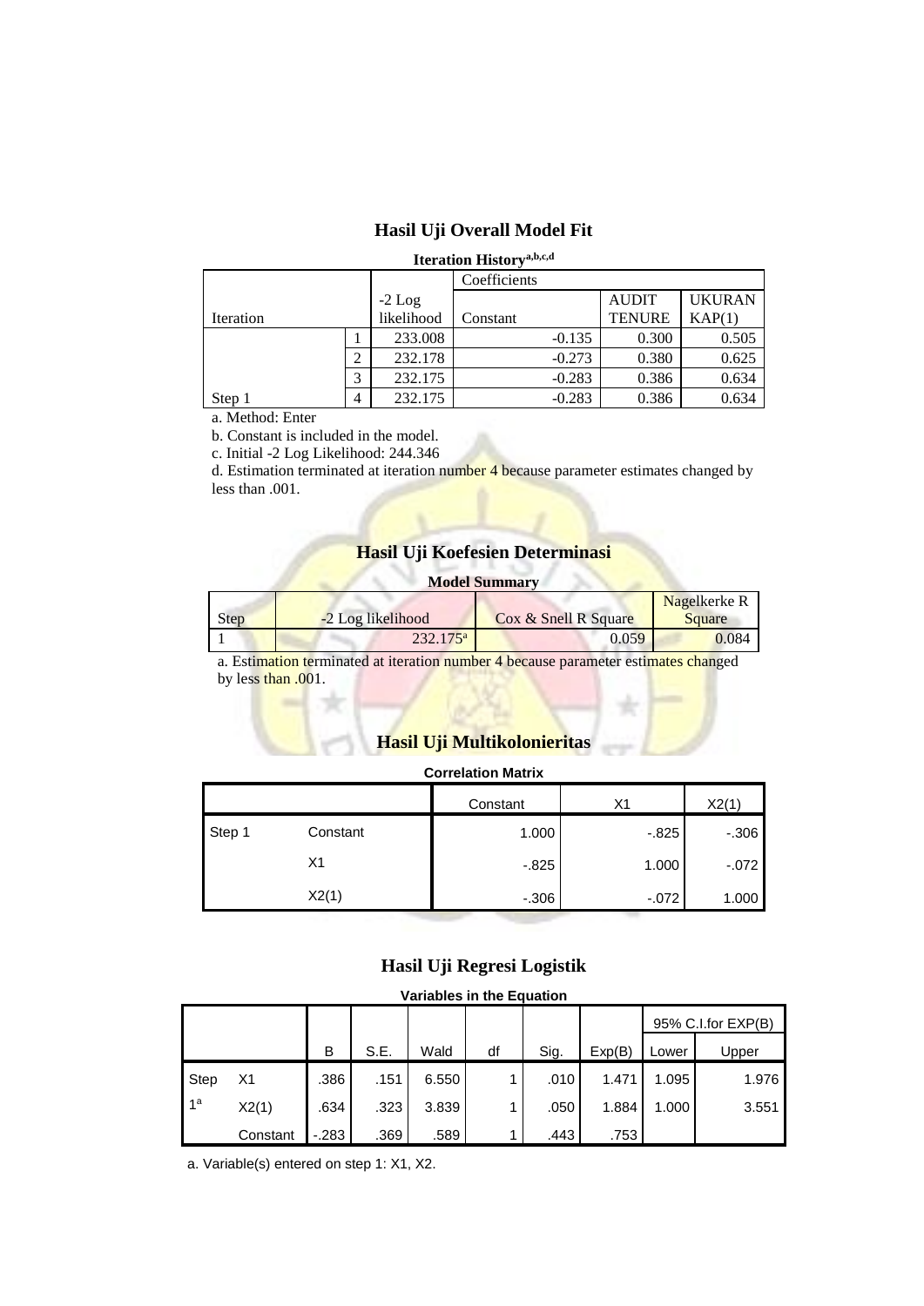## Hasil Uji Overall Model Fit

**Iteration History[a,b,c,d]**

| Iteration | | -2 Log likelihood | Coefficients | | |
|---|---|---|---|---|---|
| | | | Constant | AUDIT TENURE | UKURAN KAP(1) |
| Step 1 | 1 | 233.008 | -0.135 | 0.300 | 0.505 |
| | 2 | 232.178 | -0.273 | 0.380 | 0.625 |
| | 3 | 232.175 | -0.283 | 0.386 | 0.634 |
| | 4 | 232.175 | -0.283 | 0.386 | 0.634 |

a. Method: Enter

b. Constant is included in the model.

c. Initial -2 Log Likelihood: 244.346

d. Estimation terminated at iteration number 4 because parameter estimates changed by less than .001.

## Hasil Uji Koefesien Determinasi

**Model Summary**

| Step | -2 Log likelihood | Cox & Snell R Square | Nagelkerke R Square |
|---|---|---|---|
| 1 | 232.175[a] | 0.059 | 0.084 |

a. Estimation terminated at iteration number 4 because parameter estimates changed by less than .001.

## Hasil Uji Multikolonieritas

**Correlation Matrix**

| | | Constant | X1 | X2(1) |
|---|---|---|---|---|
| Step 1 | Constant | 1.000 | -.825 | -.306 |
| | X1 | -.825 | 1.000 | -.072 |
| | X2(1) | -.306 | -.072 | 1.000 |

## Hasil Uji Regresi Logistik

**Variables in the Equation**

| | | B | S.E. | Wald | df | Sig. | Exp(B) | 95% C.I.for EXP(B) | |
|---|---|---|---|---|---|---|---|---|---|
| | | | | | | | | Lower | Upper |
| Step 1[a] | X1 | .386 | .151 | 6.550 | 1 | .010 | 1.471 | 1.095 | 1.976 |
| | X2(1) | .634 | .323 | 3.839 | 1 | .050 | 1.884 | 1.000 | 3.551 |
| | Constant | -.283 | .369 | .589 | 1 | .443 | .753 | | |

a. Variable(s) entered on step 1: X1, X2.